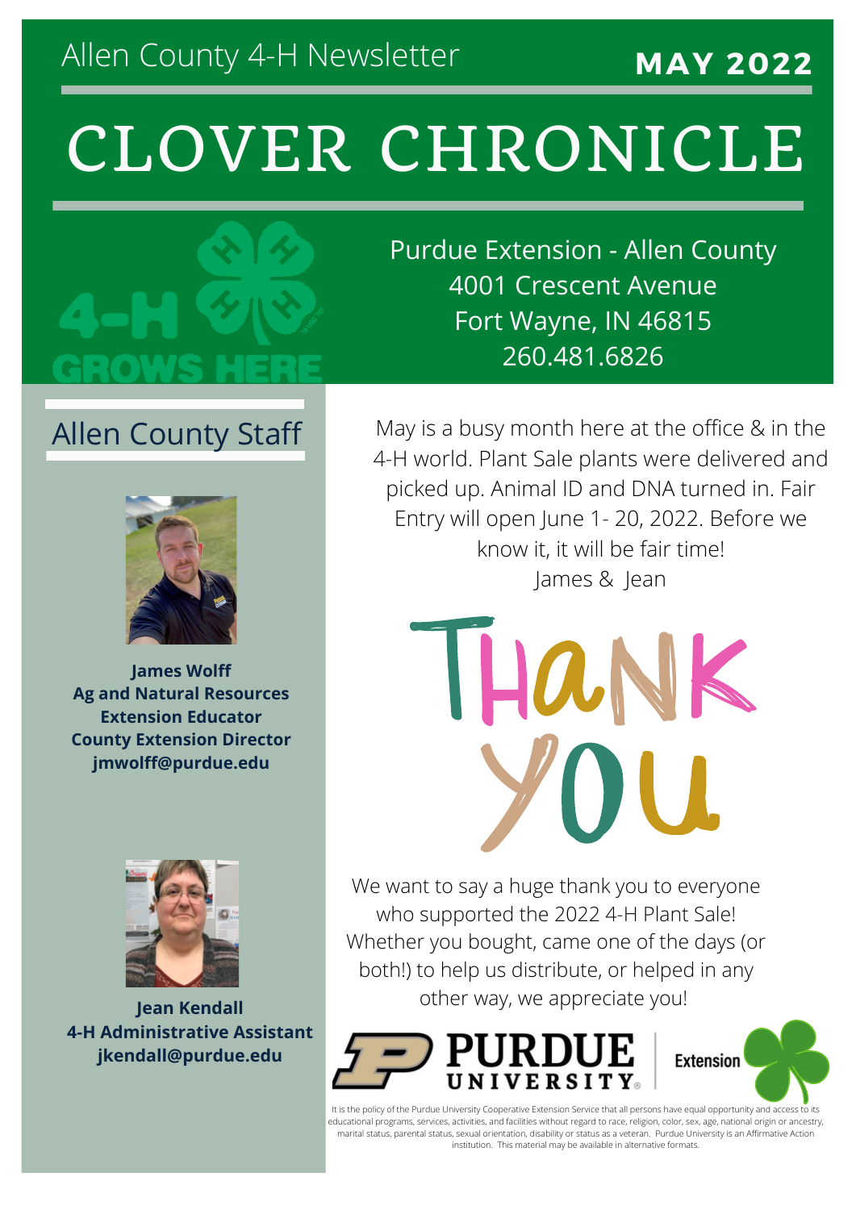Allen County 4-H Newsletter

**MAY 2022**

# CLOVER CHRONICLE

4-H GROWS HERE

Purdue Extension - Allen County
4001 Crescent Avenue
Fort Wayne, IN 46815
260.481.6826

## Allen County Staff

**James Wolff**
**Ag and Natural Resources Extension Educator**
**County Extension Director**
**jmwolff@purdue.edu**

**Jean Kendall**
**4-H Administrative Assistant**
**jkendall@purdue.edu**

May is a busy month here at the office & in the 4-H world. Plant Sale plants were delivered and picked up. Animal ID and DNA turned in. Fair Entry will open June 1- 20, 2022. Before we know it, it will be fair time!
James & Jean

# THANK YOU

We want to say a huge thank you to everyone who supported the 2022 4-H Plant Sale! Whether you bought, came one of the days (or both!) to help us distribute, or helped in any other way, we appreciate you!

PURDUE UNIVERSITY® | Extension

It is the policy of the Purdue University Cooperative Extension Service that all persons have equal opportunity and access to its educational programs, services, activities, and facilities without regard to race, religion, color, sex, age, national origin or ancestry, marital status, parental status, sexual orientation, disability or status as a veteran. Purdue University is an Affirmative Action institution. This material may be available in alternative formats.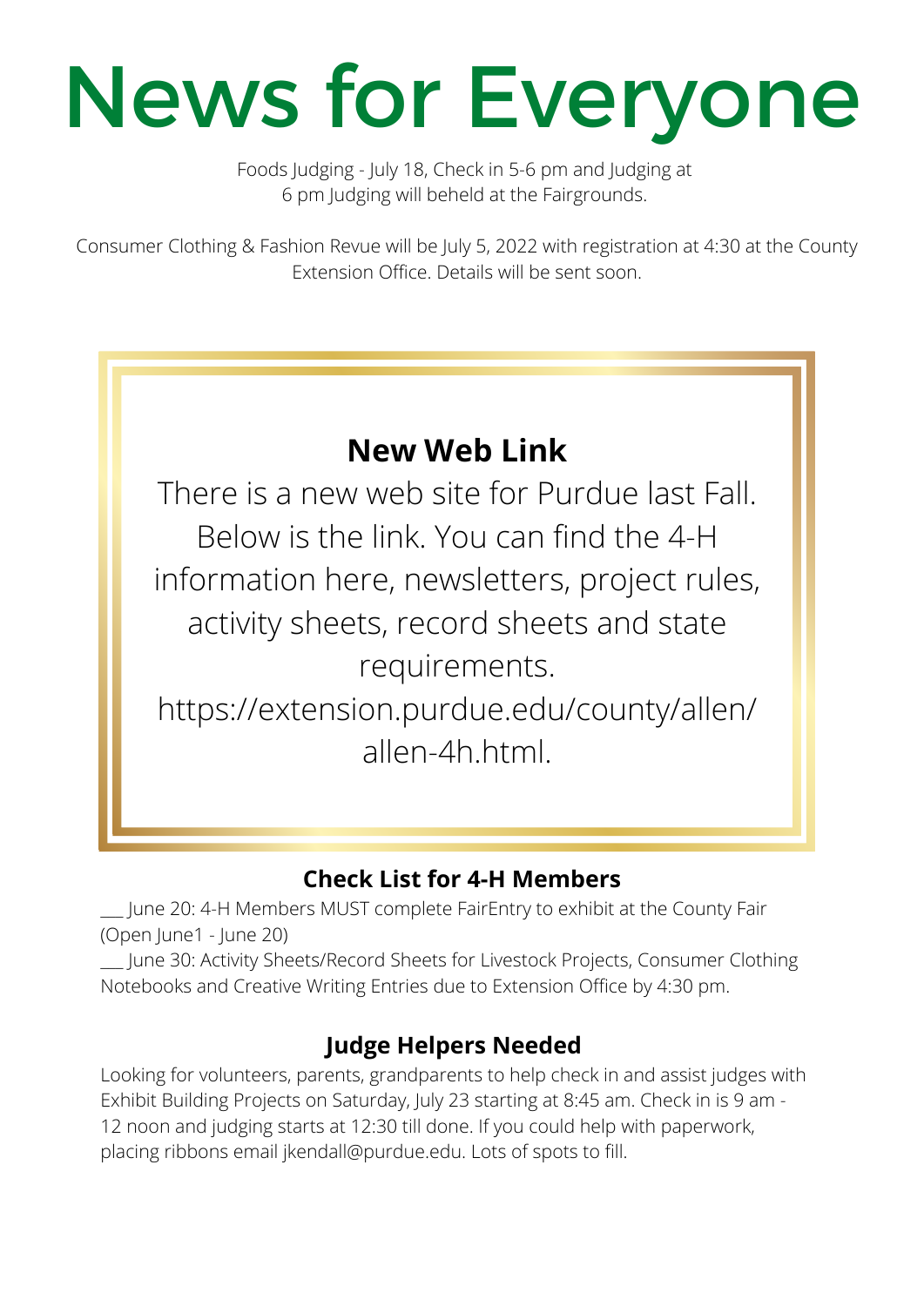# News for Everyone

Foods Judging - July 18, Check in 5-6 pm and Judging at 6 pm Judging will beheld at the Fairgrounds.

Consumer Clothing & Fashion Revue will be July 5, 2022 with registration at 4:30 at the County Extension Office. Details will be sent soon.

## New Web Link

There is a new web site for Purdue last Fall. Below is the link. You can find the 4-H information here, newsletters, project rules, activity sheets, record sheets and state requirements.
https://extension.purdue.edu/county/allen/allen-4h.html.

## Check List for 4-H Members

___ June 20: 4-H Members MUST complete FairEntry to exhibit at the County Fair (Open June1 - June 20)

___ June 30: Activity Sheets/Record Sheets for Livestock Projects, Consumer Clothing Notebooks and Creative Writing Entries due to Extension Office by 4:30 pm.

## Judge Helpers Needed

Looking for volunteers, parents, grandparents to help check in and assist judges with Exhibit Building Projects on Saturday, July 23 starting at 8:45 am. Check in is 9 am - 12 noon and judging starts at 12:30 till done. If you could help with paperwork, placing ribbons email jkendall@purdue.edu. Lots of spots to fill.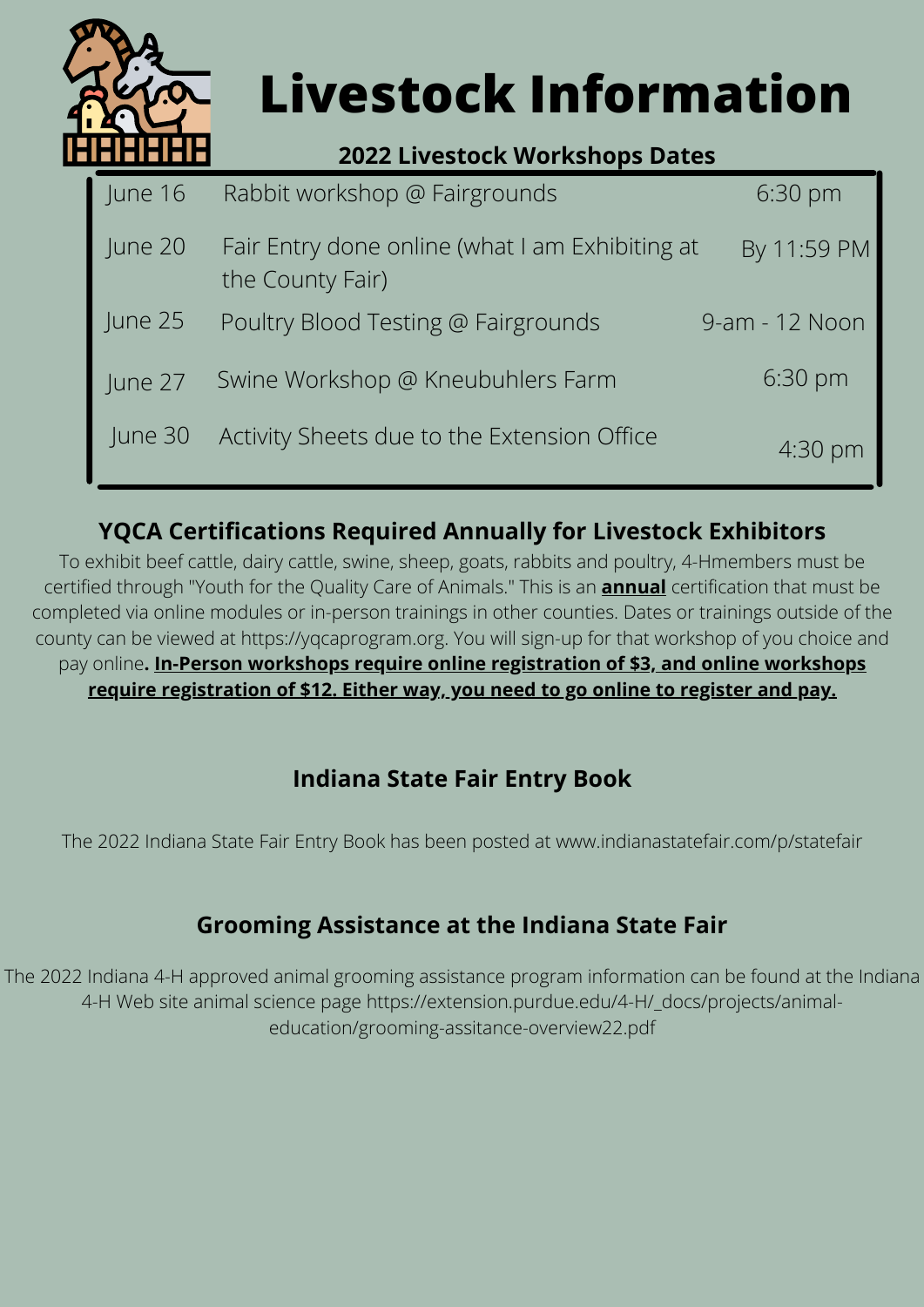# Livestock Information

## 2022 Livestock Workshops Dates

| Date | Event | Time |
| --- | --- | --- |
| June 16 | Rabbit workshop @ Fairgrounds | 6:30 pm |
| June 20 | Fair Entry done online (what I am Exhibiting at the County Fair) | By 11:59 PM |
| June 25 | Poultry Blood Testing @ Fairgrounds | 9-am - 12 Noon |
| June 27 | Swine Workshop @ Kneubuhlers Farm | 6:30 pm |
| June 30 | Activity Sheets due to the Extension Office | 4:30 pm |

## YQCA Certifications Required Annually for Livestock Exhibitors

To exhibit beef cattle, dairy cattle, swine, sheep, goats, rabbits and poultry, 4-Hmembers must be certified through "Youth for the Quality Care of Animals." This is an **annual** certification that must be completed via online modules or in-person trainings in other counties. Dates or trainings outside of the county can be viewed at https://yqcaprogram.org. You will sign-up for that workshop of you choice and pay online**. In-Person workshops require online registration of $3, and online workshops require registration of $12. Either way, you need to go online to register and pay.**

## Indiana State Fair Entry Book

The 2022 Indiana State Fair Entry Book has been posted at www.indianastatefair.com/p/statefair

## Grooming Assistance at the Indiana State Fair

The 2022 Indiana 4-H approved animal grooming assistance program information can be found at the Indiana 4-H Web site animal science page https://extension.purdue.edu/4-H/_docs/projects/animal-education/grooming-assitance-overview22.pdf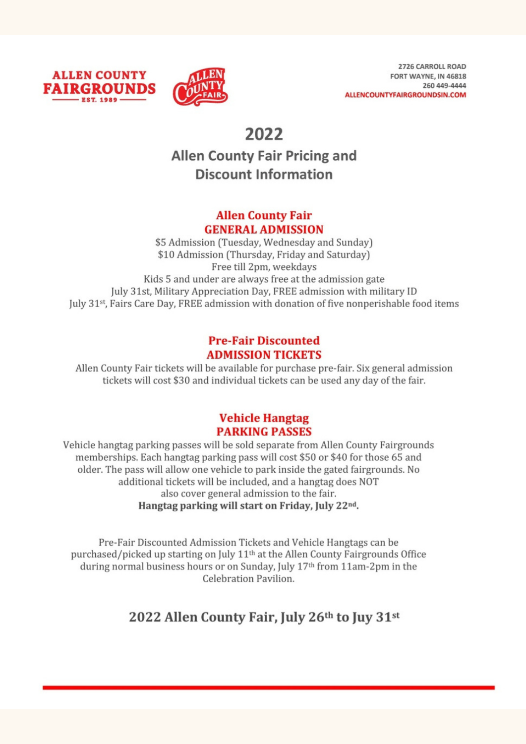**ALLEN COUNTY FAIRGROUNDS**
EST. 1989

2726 CARROLL ROAD
FORT WAYNE, IN 46818
260 449-4444
ALLENCOUNTYFAIRGROUNDSIN.COM

# 2022

## Allen County Fair Pricing and Discount Information

### Allen County Fair GENERAL ADMISSION

$5 Admission (Tuesday, Wednesday and Sunday)
$10 Admission (Thursday, Friday and Saturday)
Free till 2pm, weekdays
Kids 5 and under are always free at the admission gate
July 31st, Military Appreciation Day, FREE admission with military ID
July 31st, Fairs Care Day, FREE admission with donation of five nonperishable food items

### Pre-Fair Discounted ADMISSION TICKETS

Allen County Fair tickets will be available for purchase pre-fair. Six general admission tickets will cost $30 and individual tickets can be used any day of the fair.

### Vehicle Hangtag PARKING PASSES

Vehicle hangtag parking passes will be sold separate from Allen County Fairgrounds memberships. Each hangtag parking pass will cost $50 or $40 for those 65 and older. The pass will allow one vehicle to park inside the gated fairgrounds. No additional tickets will be included, and a hangtag does NOT also cover general admission to the fair.

**Hangtag parking will start on Friday, July 22nd.**

Pre-Fair Discounted Admission Tickets and Vehicle Hangtags can be purchased/picked up starting on July 11th at the Allen County Fairgrounds Office during normal business hours or on Sunday, July 17th from 11am-2pm in the Celebration Pavilion.

## 2022 Allen County Fair, July 26th to Juy 31st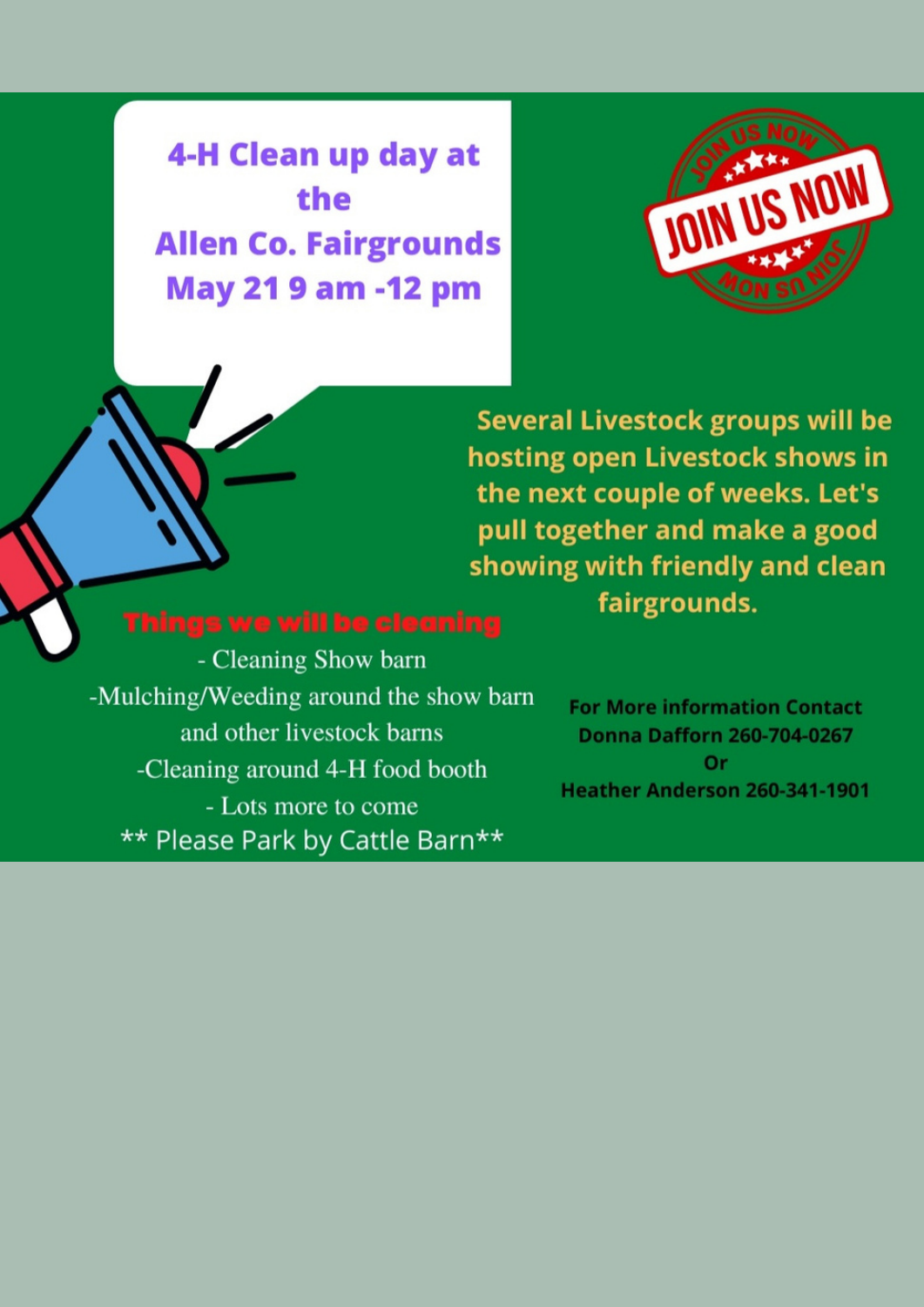# 4-H Clean up day at the Allen Co. Fairgrounds May 21 9 am -12 pm

JOIN US NOW

Several Livestock groups will be hosting open Livestock shows in the next couple of weeks. Let's pull together and make a good showing with friendly and clean fairgrounds.

## Things we will be cleaning

- Cleaning Show barn
- Mulching/Weeding around the show barn and other livestock barns
- Cleaning around 4-H food booth
- Lots more to come

** Please Park by Cattle Barn**

**For More information Contact**
**Donna Dafforn 260-704-0267**
**Or**
**Heather Anderson 260-341-1901**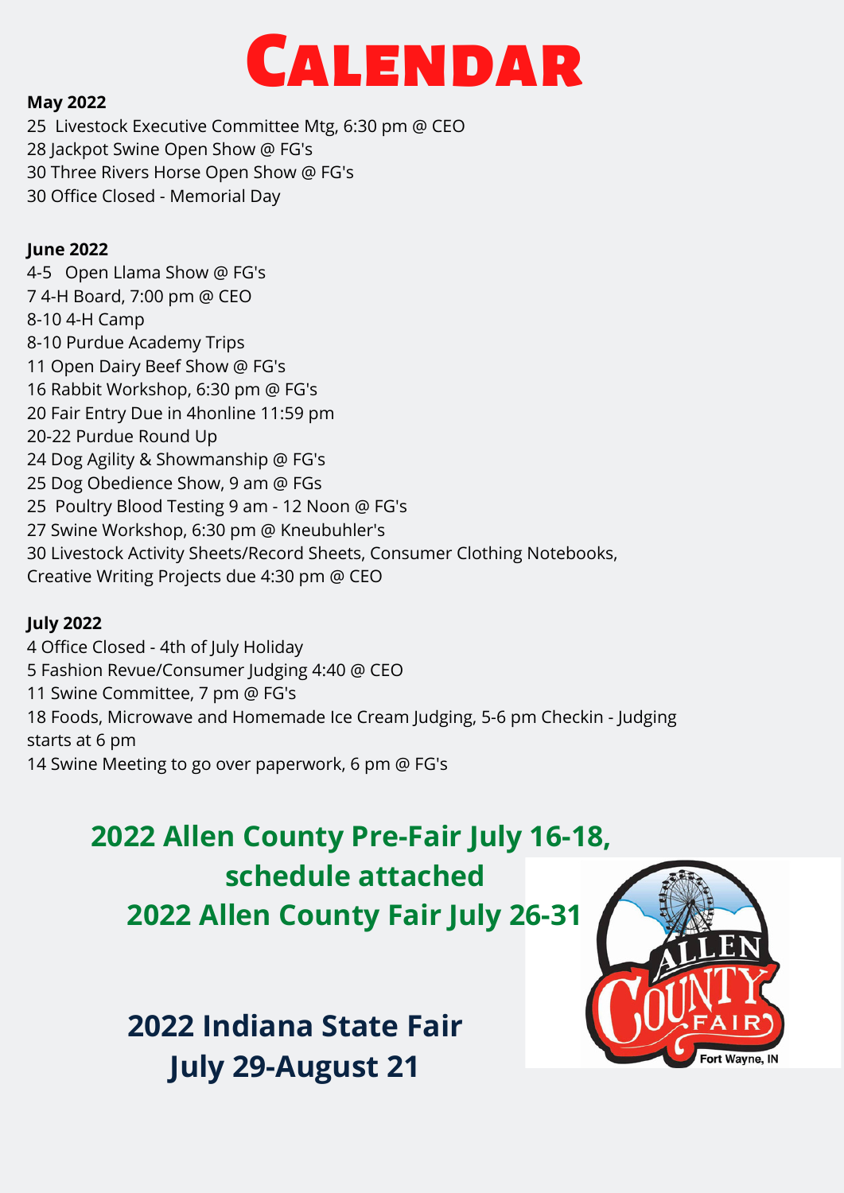# Calendar

**May 2022**

25 Livestock Executive Committee Mtg, 6:30 pm @ CEO
28 Jackpot Swine Open Show @ FG's
30 Three Rivers Horse Open Show @ FG's
30 Office Closed - Memorial Day

**June 2022**

4-5 Open Llama Show @ FG's
7 4-H Board, 7:00 pm @ CEO
8-10 4-H Camp
8-10 Purdue Academy Trips
11 Open Dairy Beef Show @ FG's
16 Rabbit Workshop, 6:30 pm @ FG's
20 Fair Entry Due in 4honline 11:59 pm
20-22 Purdue Round Up
24 Dog Agility & Showmanship @ FG's
25 Dog Obedience Show, 9 am @ FGs
25 Poultry Blood Testing 9 am - 12 Noon @ FG's
27 Swine Workshop, 6:30 pm @ Kneubuhler's
30 Livestock Activity Sheets/Record Sheets, Consumer Clothing Notebooks, Creative Writing Projects due 4:30 pm @ CEO

**July 2022**

4 Office Closed - 4th of July Holiday
5 Fashion Revue/Consumer Judging 4:40 @ CEO
11 Swine Committee, 7 pm @ FG's
18 Foods, Microwave and Homemade Ice Cream Judging, 5-6 pm Checkin - Judging starts at 6 pm
14 Swine Meeting to go over paperwork, 6 pm @ FG's

## 2022 Allen County Pre-Fair July 16-18, schedule attached

## 2022 Allen County Fair July 26-31

## 2022 Indiana State Fair July 29-August 21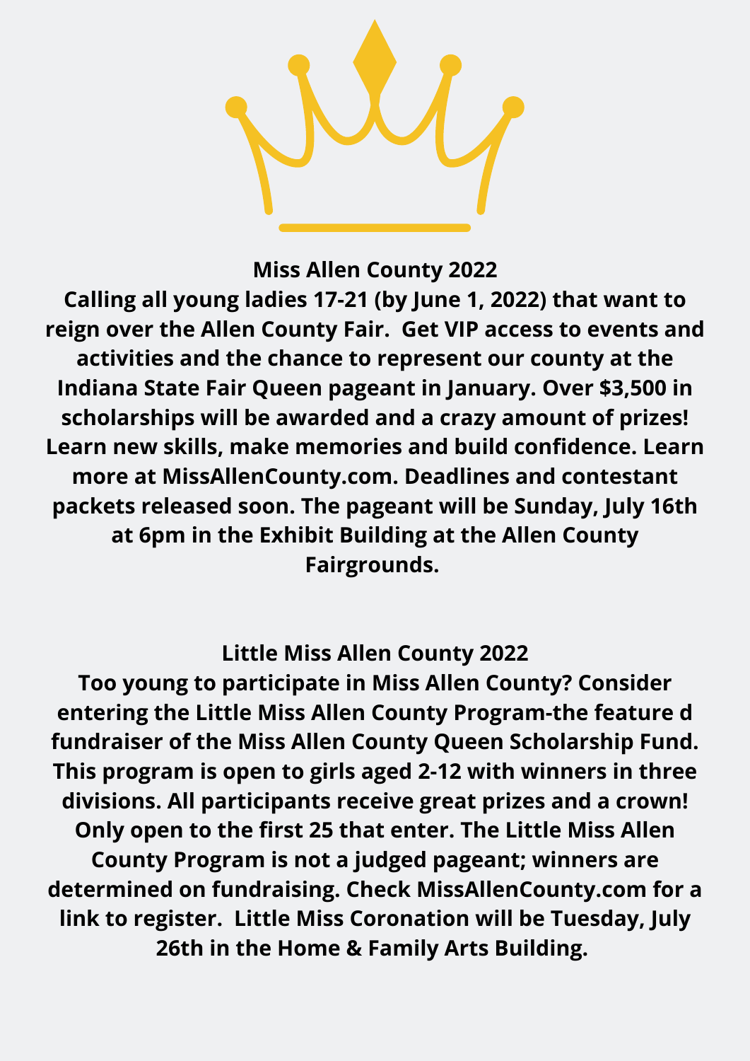## Miss Allen County 2022

**Calling all young ladies 17-21 (by June 1, 2022) that want to reign over the Allen County Fair. Get VIP access to events and activities and the chance to represent our county at the Indiana State Fair Queen pageant in January. Over $3,500 in scholarships will be awarded and a crazy amount of prizes! Learn new skills, make memories and build confidence. Learn more at MissAllenCounty.com. Deadlines and contestant packets released soon. The pageant will be Sunday, July 16th at 6pm in the Exhibit Building at the Allen County Fairgrounds.**

## Little Miss Allen County 2022

**Too young to participate in Miss Allen County? Consider entering the Little Miss Allen County Program-the feature d fundraiser of the Miss Allen County Queen Scholarship Fund. This program is open to girls aged 2-12 with winners in three divisions. All participants receive great prizes and a crown! Only open to the first 25 that enter. The Little Miss Allen County Program is not a judged pageant; winners are determined on fundraising. Check MissAllenCounty.com for a link to register. Little Miss Coronation will be Tuesday, July 26th in the Home & Family Arts Building.**